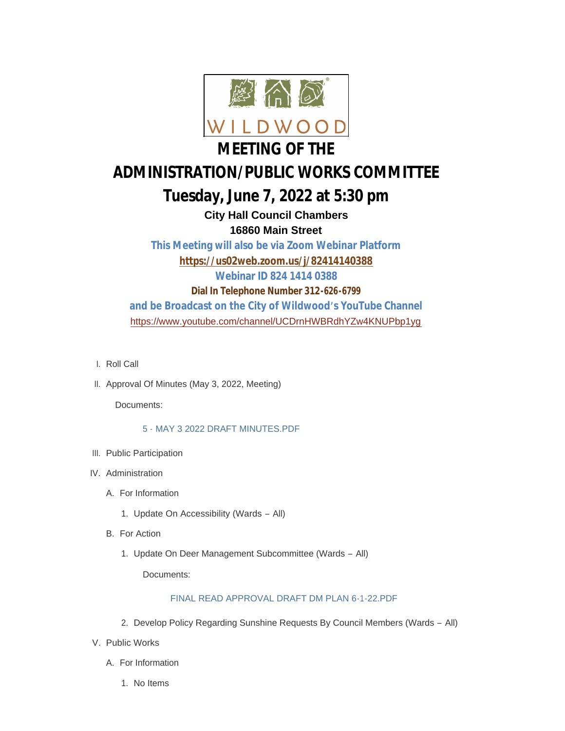WILDWOOD

# MEETING OF THE ADMINISTRATION/PUBLIC WORKS COMMITTEE

## Tuesday, June 7, 2022 at 5:30 pm

**City Hall Council Chambers**
**16860 Main Street**

**This Meeting will also be via Zoom Webinar Platform**
**https://us02web.zoom.us/j/82414140388**
**Webinar ID 824 1414 0388**
**Dial In Telephone Number 312-626-6799**
**and be Broadcast on the City of Wildwood's YouTube Channel**
https://www.youtube.com/channel/UCDrnHWBRdhYZw4KNUPbp1yg

I. Roll Call

II. Approval Of Minutes (May 3, 2022, Meeting)

   Documents:

   5 - MAY 3 2022 DRAFT MINUTES.PDF

III. Public Participation

IV. Administration

   A. For Information

      1. Update On Accessibility (Wards – All)

   B. For Action

      1. Update On Deer Management Subcommittee (Wards – All)

         Documents:

         FINAL READ APPROVAL DRAFT DM PLAN 6-1-22.PDF

      2. Develop Policy Regarding Sunshine Requests By Council Members (Wards – All)

V. Public Works

   A. For Information

      1. No Items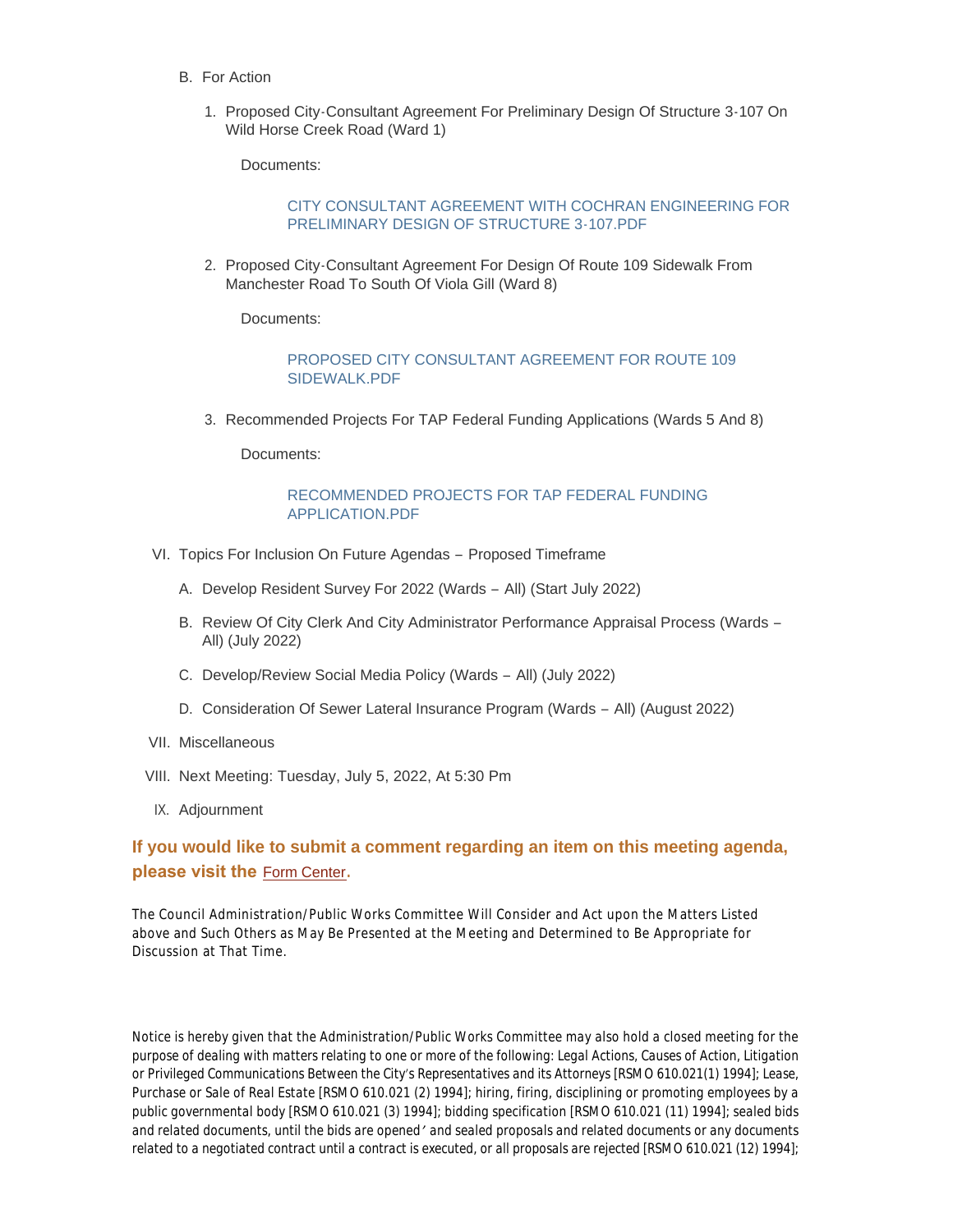B. For Action

1. Proposed City-Consultant Agreement For Preliminary Design Of Structure 3-107 On Wild Horse Creek Road (Ward 1)

   Documents:

   CITY CONSULTANT AGREEMENT WITH COCHRAN ENGINEERING FOR PRELIMINARY DESIGN OF STRUCTURE 3-107.PDF

2. Proposed City-Consultant Agreement For Design Of Route 109 Sidewalk From Manchester Road To South Of Viola Gill (Ward 8)

   Documents:

   PROPOSED CITY CONSULTANT AGREEMENT FOR ROUTE 109 SIDEWALK.PDF

3. Recommended Projects For TAP Federal Funding Applications (Wards 5 And 8)

   Documents:

   RECOMMENDED PROJECTS FOR TAP FEDERAL FUNDING APPLICATION.PDF

VI. Topics For Inclusion On Future Agendas – Proposed Timeframe

A. Develop Resident Survey For 2022 (Wards – All) (Start July 2022)

B. Review Of City Clerk And City Administrator Performance Appraisal Process (Wards – All) (July 2022)

C. Develop/Review Social Media Policy (Wards – All) (July 2022)

D. Consideration Of Sewer Lateral Insurance Program (Wards – All) (August 2022)

VII. Miscellaneous

VIII. Next Meeting: Tuesday, July 5, 2022, At 5:30 Pm

IX. Adjournment

**If you would like to submit a comment regarding an item on this meeting agenda, please visit the Form Center.**

The Council Administration/Public Works Committee Will Consider and Act upon the Matters Listed above and Such Others as May Be Presented at the Meeting and Determined to Be Appropriate for Discussion at That Time.

Notice is hereby given that the Administration/Public Works Committee may also hold a closed meeting for the purpose of dealing with matters relating to one or more of the following: Legal Actions, Causes of Action, Litigation or Privileged Communications Between the City's Representatives and its Attorneys [RSMO 610.021(1) 1994]; Lease, Purchase or Sale of Real Estate [RSMO 610.021 (2) 1994]; hiring, firing, disciplining or promoting employees by a public governmental body [RSMO 610.021 (3) 1994]; bidding specification [RSMO 610.021 (11) 1994]; sealed bids and related documents, until the bids are opened' and sealed proposals and related documents or any documents related to a negotiated contract until a contract is executed, or all proposals are rejected [RSMO 610.021 (12) 1994];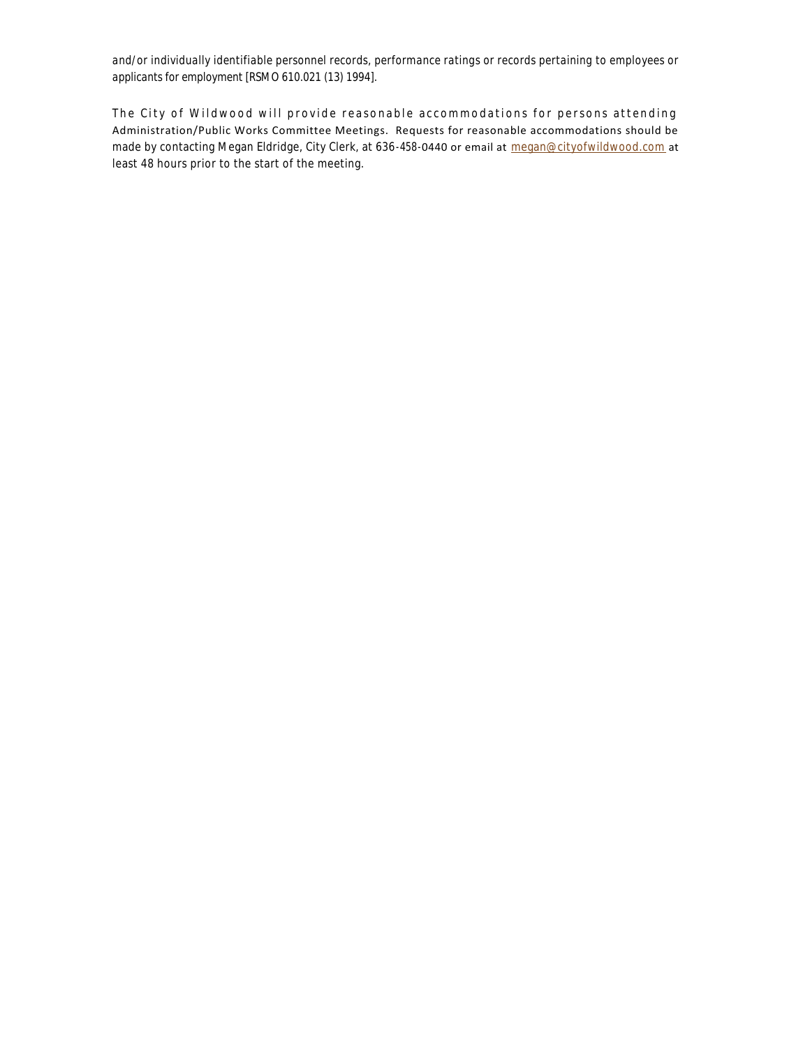and/or individually identifiable personnel records, performance ratings or records pertaining to employees or applicants for employment [RSMO 610.021 (13) 1994].

The City of Wildwood will provide reasonable accommodations for persons attending Administration/Public Works Committee Meetings. Requests for reasonable accommodations should be made by contacting Megan Eldridge, City Clerk, at 636-458-0440 or email at megan@cityofwildwood.com at least 48 hours prior to the start of the meeting.